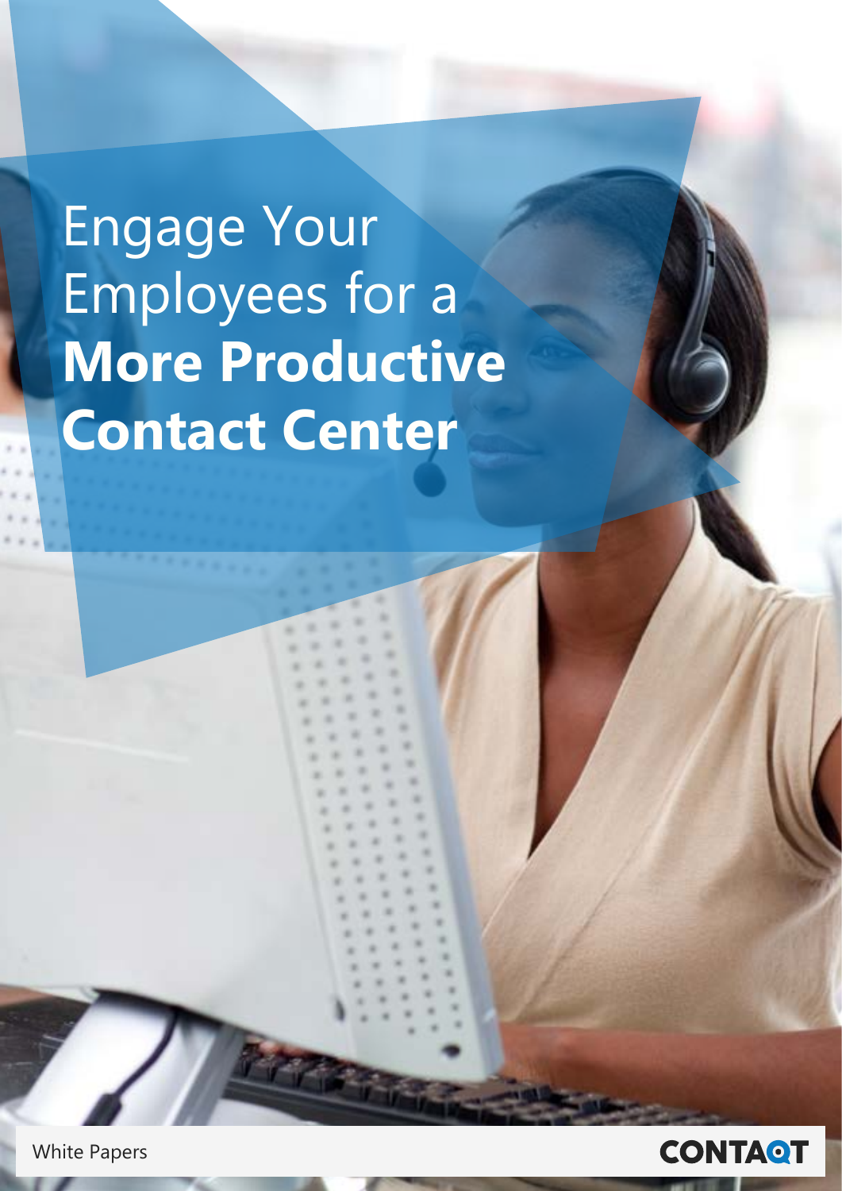# Engage Your Employees for a **More Productive Contact Center**

White Papers

CONTAQT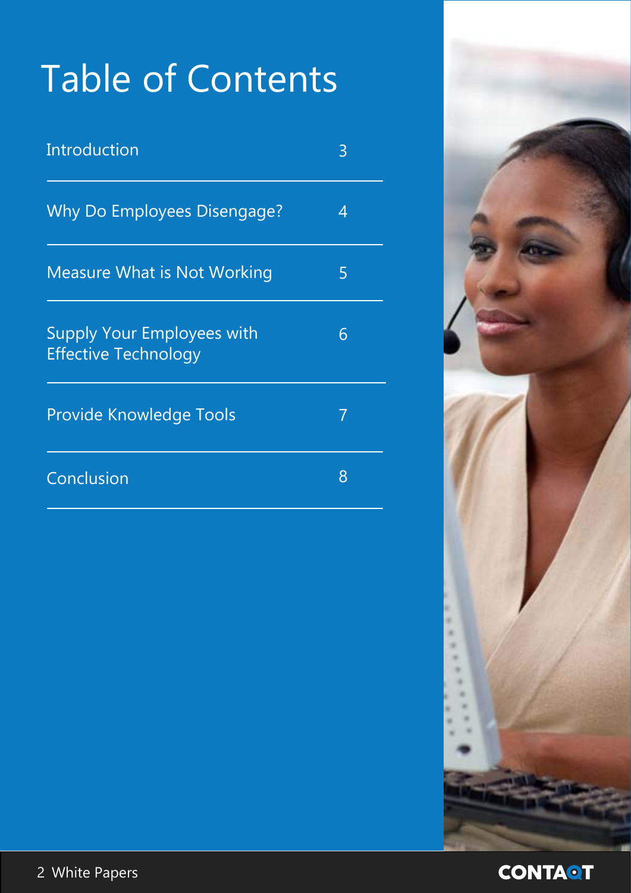# Table of Contents

| | |
|---|---|
| Introduction | 3 |
| Why Do Employees Disengage? | 4 |
| Measure What is Not Working | 5 |
| Supply Your Employees with Effective Technology | 6 |
| Provide Knowledge Tools | 7 |
| Conclusion | 8 |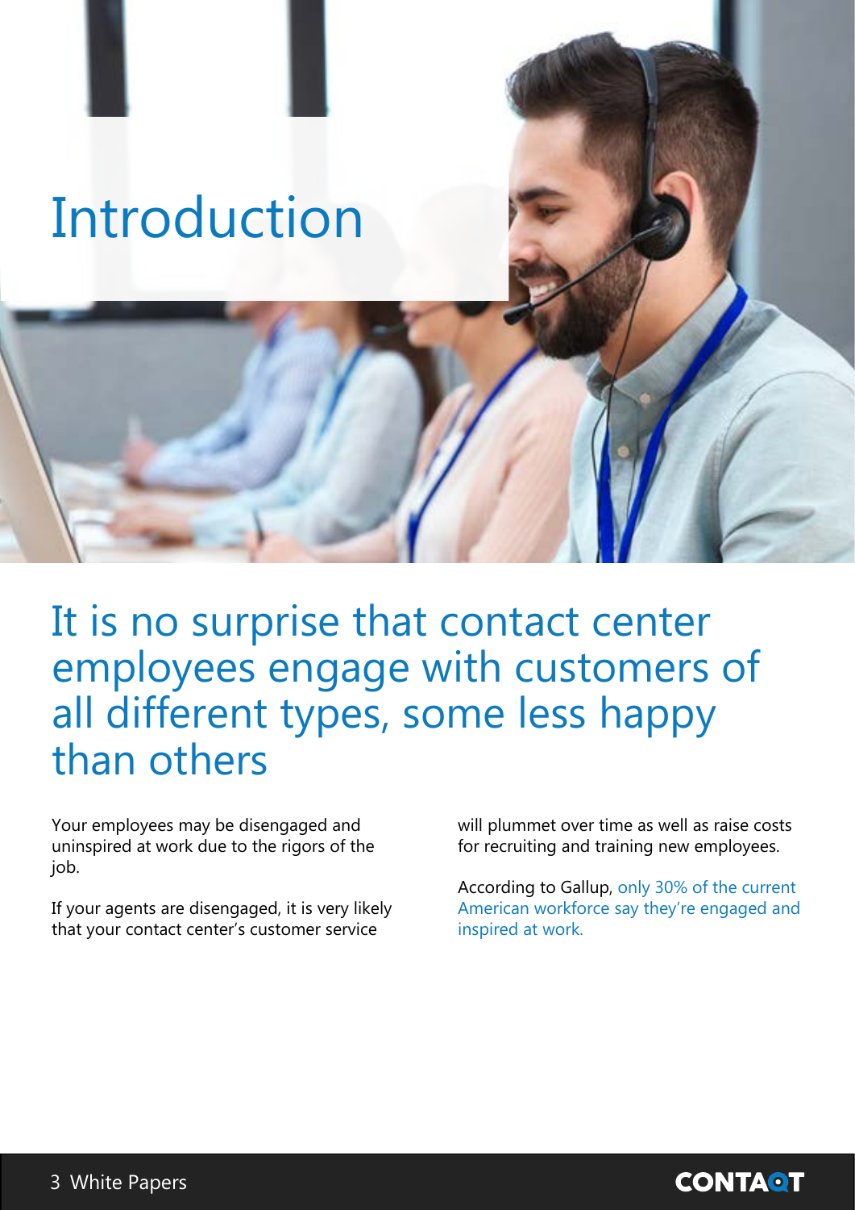# Introduction

## It is no surprise that contact center employees engage with customers of all different types, some less happy than others

Your employees may be disengaged and uninspired at work due to the rigors of the job.

If your agents are disengaged, it is very likely that your contact center's customer service will plummet over time as well as raise costs for recruiting and training new employees.

According to Gallup, only 30% of the current American workforce say they're engaged and inspired at work.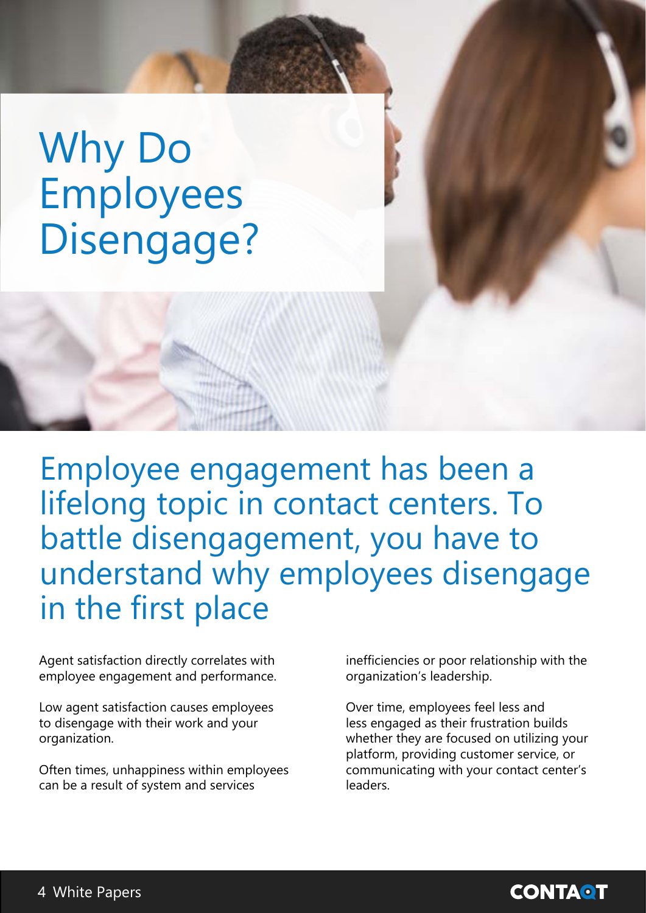# Why Do Employees Disengage?

## Employee engagement has been a lifelong topic in contact centers. To battle disengagement, you have to understand why employees disengage in the first place

Agent satisfaction directly correlates with employee engagement and performance.

Low agent satisfaction causes employees to disengage with their work and your organization.

Often times, unhappiness within employees can be a result of system and services inefficiencies or poor relationship with the organization's leadership.

Over time, employees feel less and less engaged as their frustration builds whether they are focused on utilizing your platform, providing customer service, or communicating with your contact center's leaders.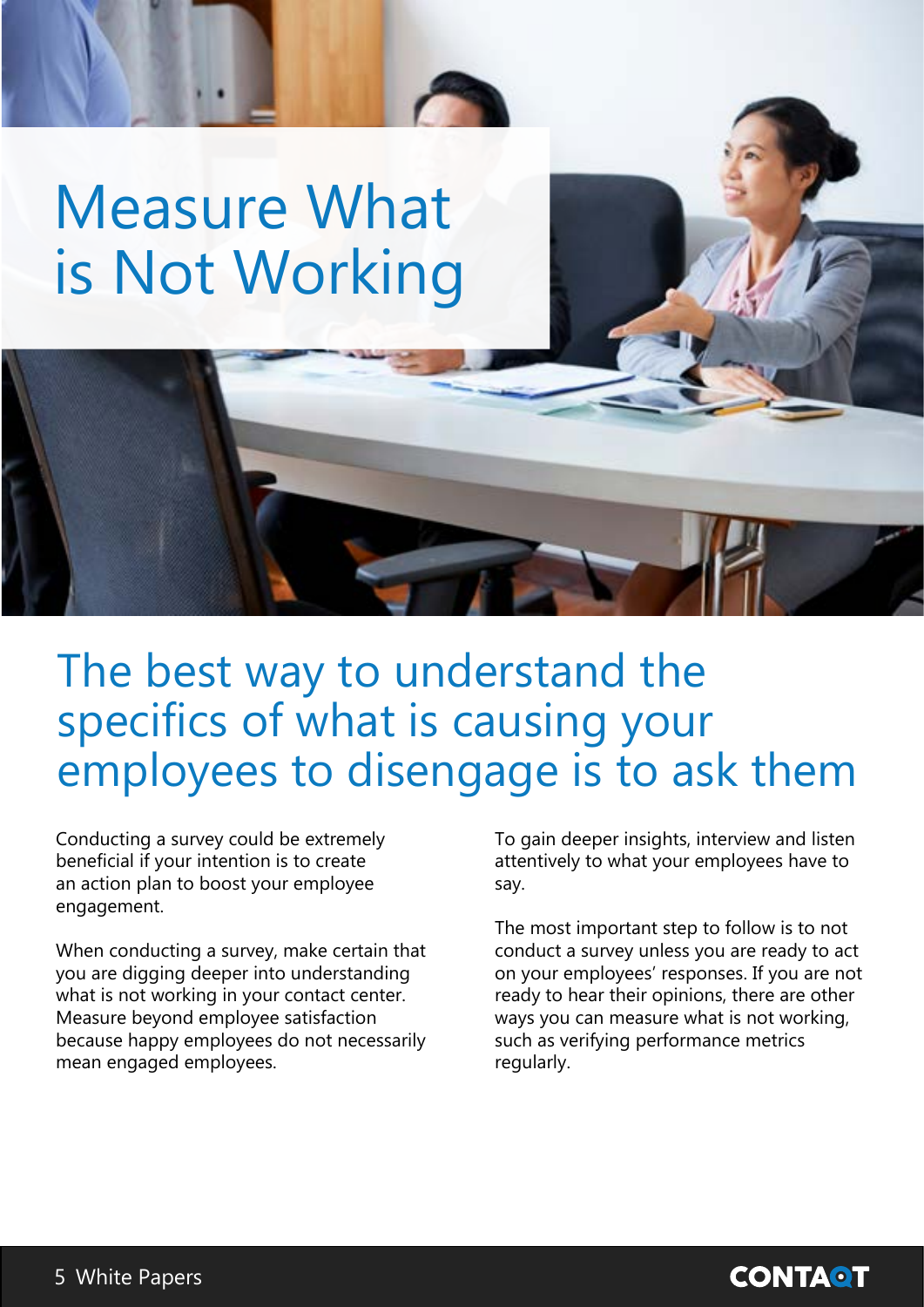# Measure What is Not Working

## The best way to understand the specifics of what is causing your employees to disengage is to ask them

Conducting a survey could be extremely beneficial if your intention is to create an action plan to boost your employee engagement.

When conducting a survey, make certain that you are digging deeper into understanding what is not working in your contact center. Measure beyond employee satisfaction because happy employees do not necessarily mean engaged employees.

To gain deeper insights, interview and listen attentively to what your employees have to say.

The most important step to follow is to not conduct a survey unless you are ready to act on your employees' responses. If you are not ready to hear their opinions, there are other ways you can measure what is not working, such as verifying performance metrics regularly.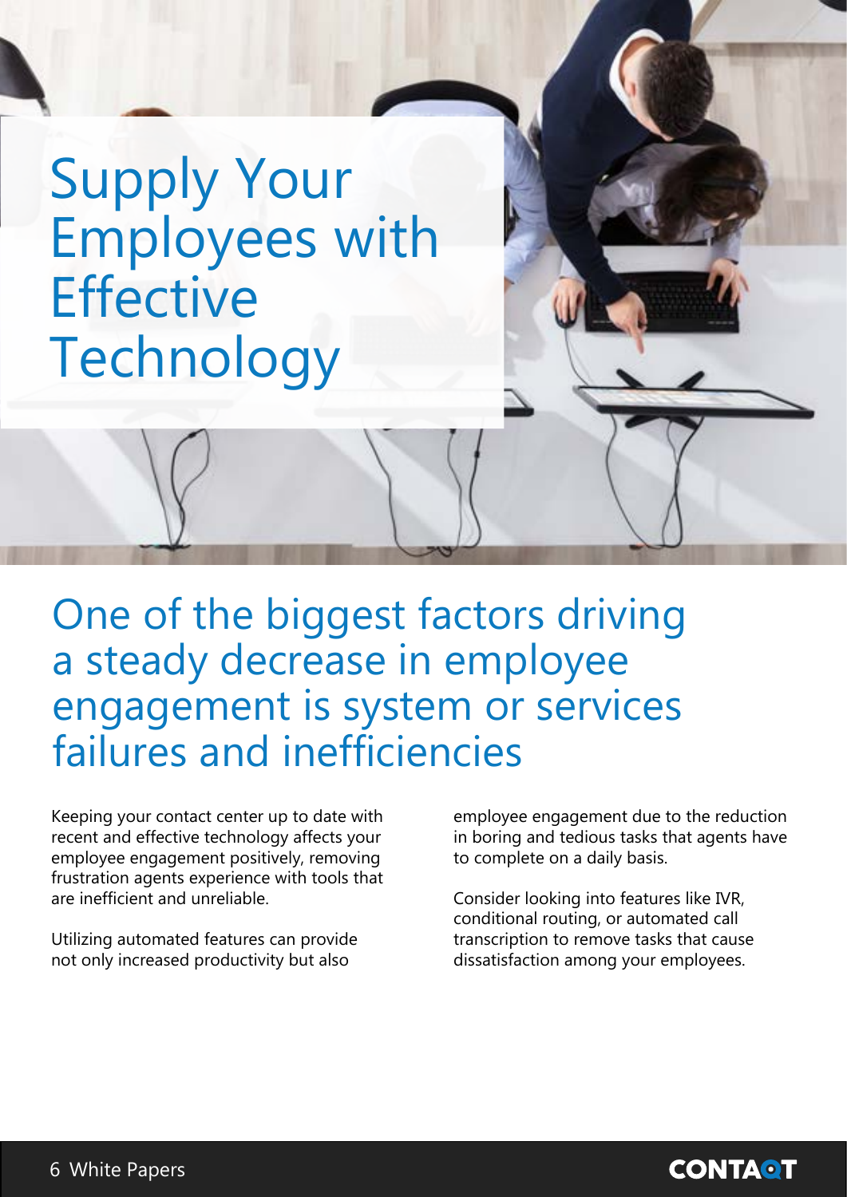# Supply Your Employees with Effective Technology

## One of the biggest factors driving a steady decrease in employee engagement is system or services failures and inefficiencies

Keeping your contact center up to date with recent and effective technology affects your employee engagement positively, removing frustration agents experience with tools that are inefficient and unreliable.

Utilizing automated features can provide not only increased productivity but also employee engagement due to the reduction in boring and tedious tasks that agents have to complete on a daily basis.

Consider looking into features like IVR, conditional routing, or automated call transcription to remove tasks that cause dissatisfaction among your employees.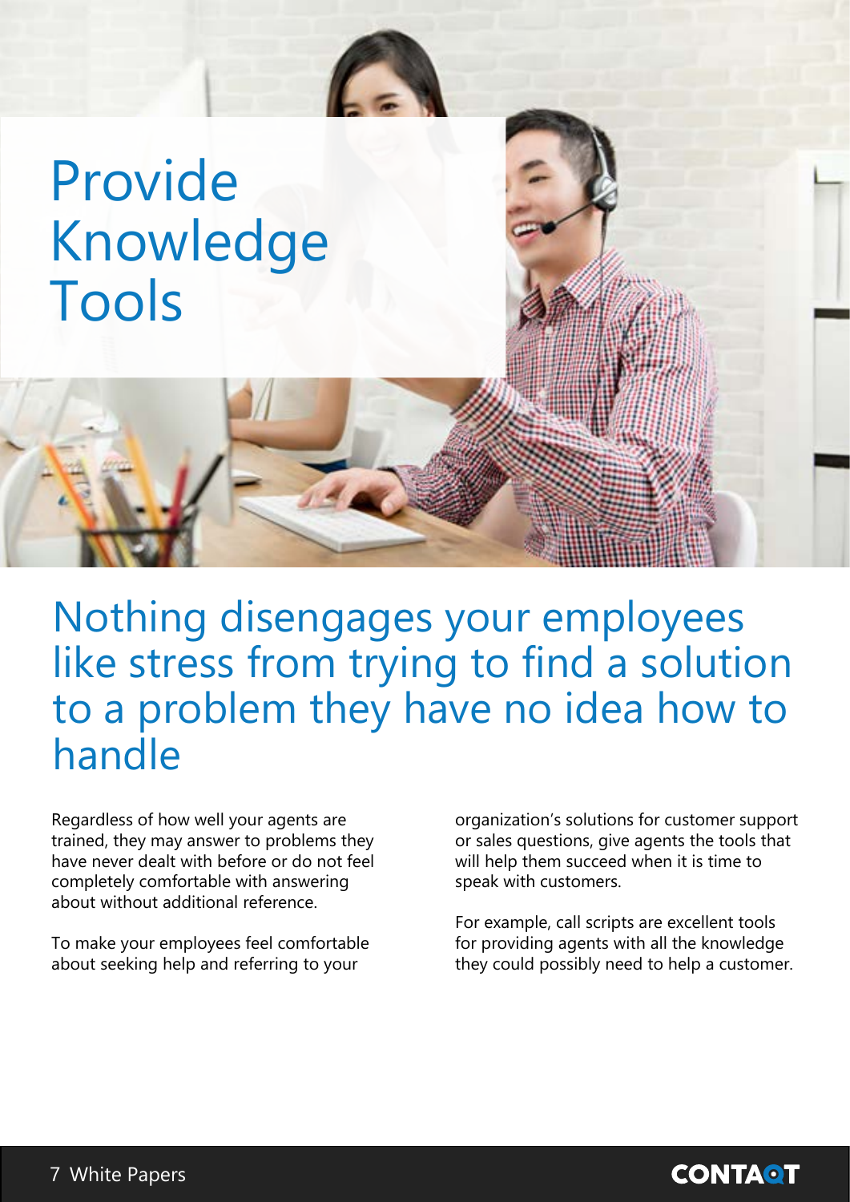# Provide Knowledge Tools

## Nothing disengages your employees like stress from trying to find a solution to a problem they have no idea how to handle

Regardless of how well your agents are trained, they may answer to problems they have never dealt with before or do not feel completely comfortable with answering about without additional reference.

To make your employees feel comfortable about seeking help and referring to your organization's solutions for customer support or sales questions, give agents the tools that will help them succeed when it is time to speak with customers.

For example, call scripts are excellent tools for providing agents with all the knowledge they could possibly need to help a customer.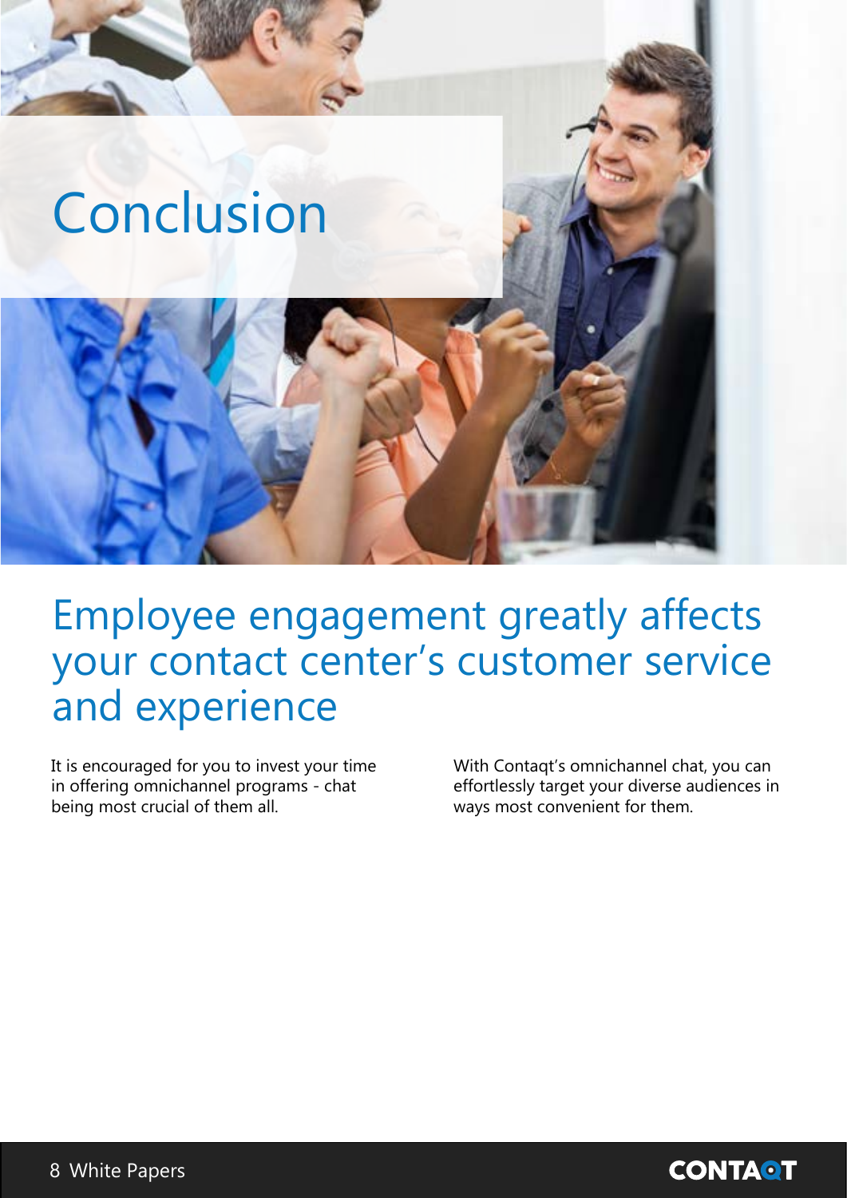# Conclusion

## Employee engagement greatly affects your contact center's customer service and experience

It is encouraged for you to invest your time in offering omnichannel programs - chat being most crucial of them all.

With Contaqt's omnichannel chat, you can effortlessly target your diverse audiences in ways most convenient for them.